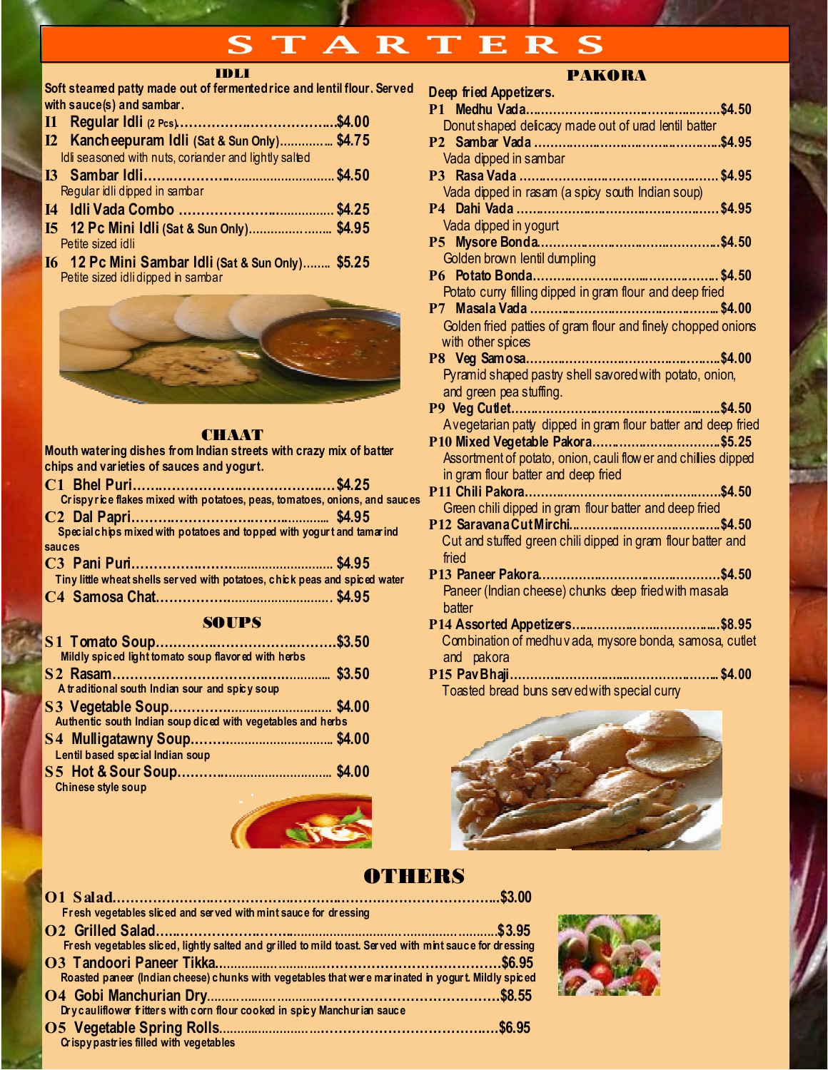# STARTERS

## IDLI

Soft steamed patty made out of fermented rice and lentil flour. Served with sauce(s) and sambar.

**I1 Regular Idli** (2 Pcs)....................................$4.00

**I2 Kancheepuram Idli** (Sat & Sun Only)............... $4.75
Idli seasoned with nuts, coriander and lightly salted

**I3 Sambar Idli**.................................................. $4.50
Regular idli dipped in sambar

**I4 Idli Vada Combo** ........................................ $4.25

**I5 12 Pc Mini Idli** (Sat & Sun Only)..................... $4.95
Petite sized idli

**I6 12 Pc Mini Sambar Idli** (Sat & Sun Only)........ $5.25
Petite sized idli dipped in sambar

## CHAAT

Mouth watering dishes from Indian streets with crazy mix of batter chips and varieties of sauces and yogurt.

**C1 Bhel Puri**.................................................$4.25
Crispy rice flakes mixed with potatoes, peas, tomatoes, onions, and sauces

**C2 Dal Papri**............................................... $4.95
Special chips mixed with potatoes and topped with yogurt and tamarind sauces

**C3 Pani Puri**................................................ $4.95
Tiny little wheat shells served with potatoes, chick peas and spiced water

**C4 Samosa Chat**........................................... $4.95

## SOUPS

**S1 Tomato Soup**..........................................$3.50
Mildly spiced light tomato soup flavored with herbs

**S2 Rasam**.................................................... $3.50
A traditional south Indian sour and spicy soup

**S3 Vegetable Soup**....................................... $4.00
Authentic south Indian soup diced with vegetables and herbs

**S4 Mulligatawny Soup**.................................. $4.00
Lentil based special Indian soup

**S5 Hot & Sour Soup**..................................... $4.00
Chinese style soup

## PAKORA

Deep fried Appetizers.

**P1 Medhu Vada**..............................................$4.50
Donut shaped delicacy made out of urad lentil batter

**P2 Sambar Vada** ............................................$4.95
Vada dipped in sambar

**P3 Rasa Vada** ................................................$4.95
Vada dipped in rasam (a spicy south Indian soup)

**P4 Dahi Vada** ................................................$4.95
Vada dipped in yogurt

**P5 Mysore Bonda**...........................................$4.50
Golden brown lentil dumpling

**P6 Potato Bonda**........................................... $4.50
Potato curry filling dipped in gram flour and deep fried

**P7 Masala Vada** ............................................ $4.00
Golden fried patties of gram flour and finely chopped onions with other spices

**P8 Veg Samosa**..............................................$4.00
Pyramid shaped pastry shell savored with potato, onion, and green pea stuffing.

**P9 Veg Cutlet**.................................................$4.50
A vegetarian patty dipped in gram flour batter and deep fried

**P10 Mixed Vegetable Pakora**.........................$5.25
Assortment of potato, onion, cauli flower and chilies dipped in gram flour batter and deep fried

**P11 Chili Pakora**...........................................$4.50
Green chili dipped in gram flour batter and deep fried

**P12 Saravana Cut Mirchi**...............................$4.50
Cut and stuffed green chili dipped in gram flour batter and fried

**P13 Paneer Pakora**........................................$4.50
Paneer (Indian cheese) chunks deep fried with masala batter

**P14 Assorted Appetizers**...............................$8.95
Combination of medhu vada, mysore bonda, samosa, cutlet and pakora

**P15 Pav Bhaji**................................................ $4.00
Toasted bread buns served with special curry

## OTHERS

**O1 Salad**......................................................................................$3.00
Fresh vegetables sliced and served with mint sauce for dressing

**O2 Grilled Salad**.............................................................................$3.95
Fresh vegetables sliced, lightly salted and grilled to mild toast. Served with mint sauce for dressing

**O3 Tandoori Paneer Tikka**...............................................................$6.95
Roasted paneer (Indian cheese) chunks with vegetables that were marinated in yogurt. Mildly spiced

**O4 Gobi Manchurian Dry**.................................................................$8.55
Dry cauliflower fritters with corn flour cooked in spicy Manchurian sauce

**O5 Vegetable Spring Rolls**..............................................................$6.95
Crispy pastries filled with vegetables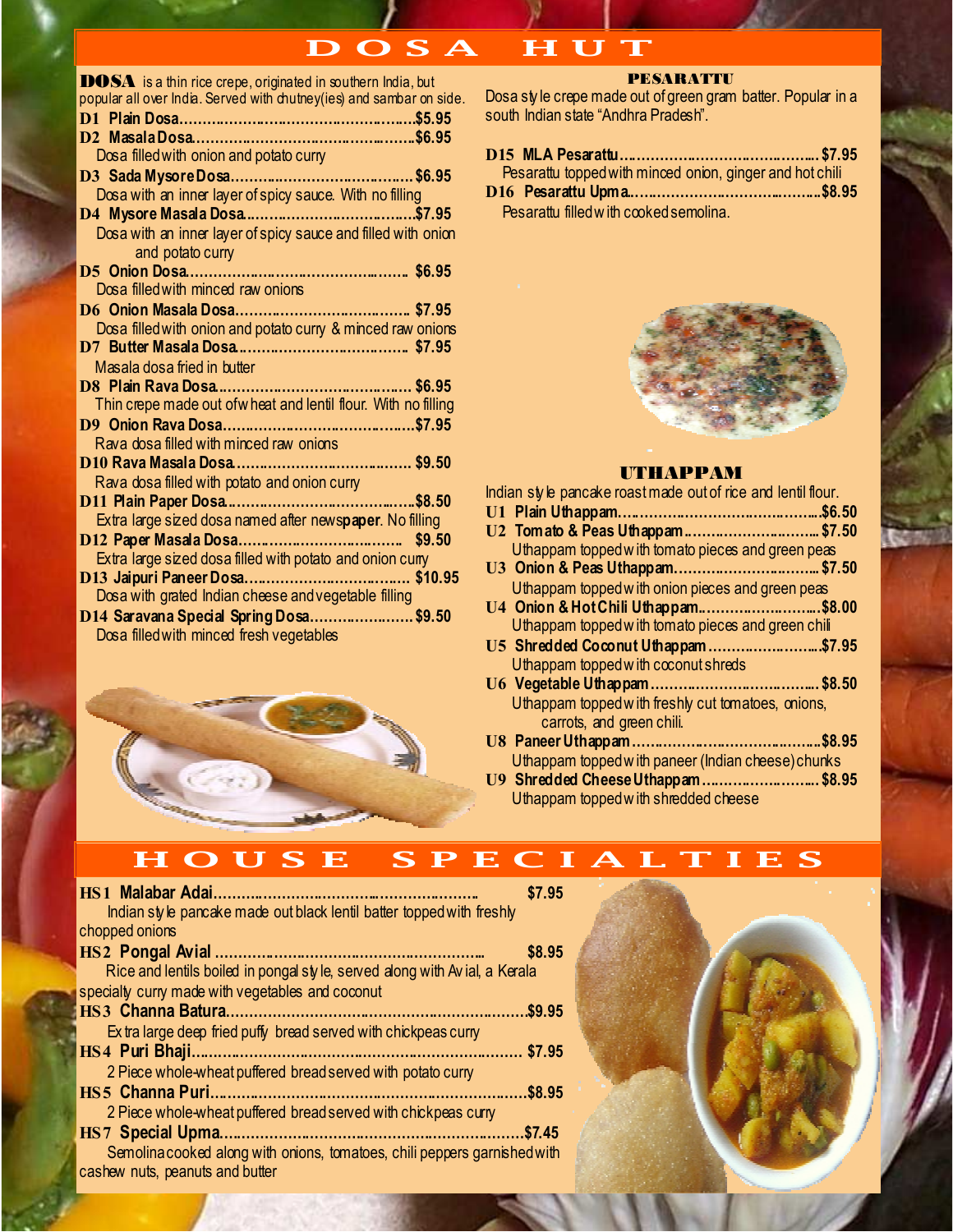# DOSA HUT

**DOSA** is a thin rice crepe, originated in southern India, but popular all over India. Served with chutney(ies) and sambar on side.

**D1 Plain Dosa**……………………………………………$5.95

**D2 Masala Dosa**…………………………………………$6.95
Dosa filled with onion and potato curry

**D3 Sada Mysore Dosa**………………………………… $6.95
Dosa with an inner layer of spicy sauce. With no filling

**D4 Mysore Masala Dosa**………………………………$7.95
Dosa with an inner layer of spicy sauce and filled with onion and potato curry

**D5 Onion Dosa**…………………………………………… $6.95
Dosa filled with minced raw onions

**D6 Onion Masala Dosa**……………………………… $7.95
Dosa filled with onion and potato curry & minced raw onions

**D7 Butter Masala Dosa**………………………………… $7.95
Masala dosa fried in butter

**D8 Plain Rava Dosa**…………………………………… $6.95
Thin crepe made out of wheat and lentil flour. With no filling

**D9 Onion Rava Dosa**……………………………………$7.95
Rava dosa filled with minced raw onions

**D10 Rava Masala Dosa**……………………………… $9.50
Rava dosa filled with potato and onion curry

**D11 Plain Paper Dosa**……………………………………$8.50
Extra large sized dosa named after news**paper**. No filling

**D12 Paper Masala Dosa**……………………………… $9.50
Extra large sized dosa filled with potato and onion curry

**D13 Jaipuri Paneer Dosa**……………………………… $10.95
Dosa with grated Indian cheese and vegetable filling

**D14 Saravana Special Spring Dosa**………………… $9.50
Dosa filled with minced fresh vegetables

## PESARATTU

Dosa style crepe made out of green gram batter. Popular in a south Indian state "Andhra Pradesh".

**D15 MLA Pesarattu**……………………………………… $7.95
Pesarattu topped with minced onion, ginger and hot chili

**D16 Pesarattu Upma**……………………………………$8.95
Pesarattu filled with cooked semolina.

## UTHAPPAM

Indian style pancake roast made out of rice and lentil flour.

**U1 Plain Uthappam**………………………………………$6.50

**U2 Tomato & Peas Uthappam**…………………… $7.50
Uthappam topped with tomato pieces and green peas

**U3 Onion & Peas Uthappam**……………………… $7.50
Uthappam topped with onion pieces and green peas

**U4 Onion & Hot Chili Uthappam**…………………$8.00
Uthappam topped with tomato pieces and green chili

**U5 Shredded Coconut Uthappam**…………………$7.95
Uthappam topped with coconut shreds

**U6 Vegetable Uthappam**……………………………… $8.50
Uthappam topped with freshly cut tomatoes, onions, carrots, and green chili.

**U8 Paneer Uthappam**……………………………………$8.95
Uthappam topped with paneer (Indian cheese) chunks

**U9 Shredded Cheese Uthappam**…………………… $8.95
Uthappam topped with shredded cheese

# HOUSE SPECIALTIES

**HS1 Malabar Adai**………………………………………… $7.95
Indian style pancake made out black lentil batter topped with freshly chopped onions

**HS2 Pongal Avial**………………………………………… $8.95
Rice and lentils boiled in pongal style, served along with Avial, a Kerala specialty curry made with vegetables and coconut

**HS3 Channa Batura**…………………………………………$9.95
Extra large deep fried puffy bread served with chickpeas curry

**HS4 Puri Bhaji**……………………………………………… $7.95
2 Piece whole-wheat puffered bread served with potato curry

**HS5 Channa Puri**……………………………………………$8.95
2 Piece whole-wheat puffered bread served with chickpeas curry

**HS7 Special Upma**…………………………………………$7.45
Semolina cooked along with onions, tomatoes, chili peppers garnished with cashew nuts, peanuts and butter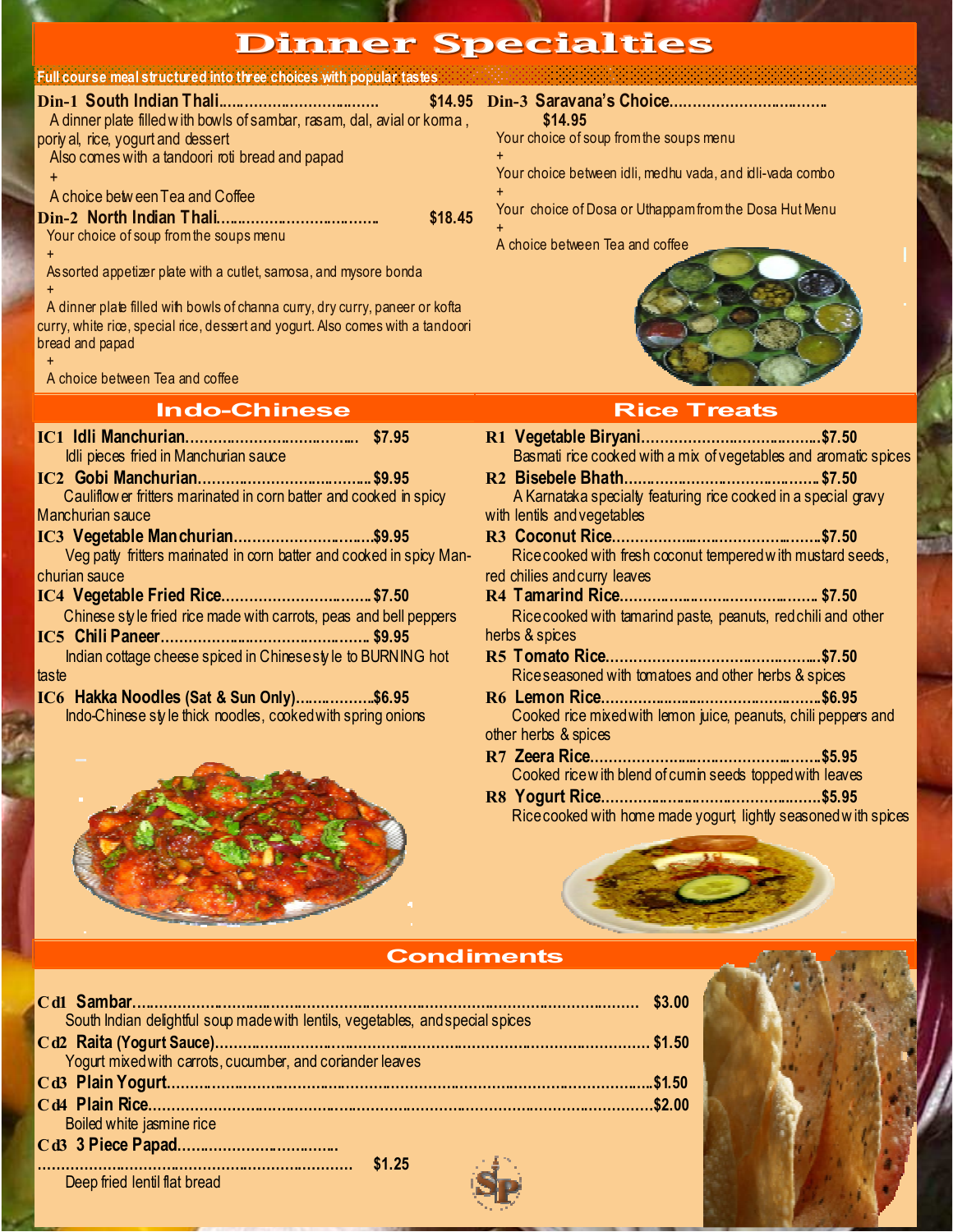# Dinner Specialties

**Full course meal structured into three choices with popular tastes**

**Din-1 South Indian Thali………………………… $14.95**

A dinner plate filled with bowls of sambar, rasam, dal, avial or korma, poriyal, rice, yogurt and dessert

Also comes with a tandoori roti bread and papad

\+

A choice between Tea and Coffee

**Din-2 North Indian Thali………………………… $18.45**

Your choice of soup from the soups menu

\+

Assorted appetizer plate with a cutlet, samosa, and mysore bonda

\+

A dinner plate filled with bowls of channa curry, dry curry, paneer or kofta curry, white rice, special rice, dessert and yogurt. Also comes with a tandoori bread and papad

\+

A choice between Tea and coffee

**Din-3 Saravana's Choice………………………… $14.95**

Your choice of soup from the soups menu

\+

Your choice between idli, medhu vada, and idli-vada combo

\+

Your choice of Dosa or Uthappam from the Dosa Hut Menu

\+

A choice between Tea and coffee

## Indo-Chinese

**IC1 Idli Manchurian………………………… $7.95**

Idli pieces fried in Manchurian sauce

**IC2 Gobi Manchurian………………………… $9.95**

Cauliflower fritters marinated in corn batter and cooked in spicy Manchurian sauce

**IC3 Vegetable Manchurian………………………… $9.95**

Veg patty fritters marinated in corn batter and cooked in spicy Manchurian sauce

**IC4 Vegetable Fried Rice………………………… $7.50**

Chinese style fried rice made with carrots, peas and bell peppers

**IC5 Chili Paneer………………………… $9.95**

Indian cottage cheese spiced in Chinese style to BURNING hot taste

**IC6 Hakka Noodles (Sat & Sun Only)………………………… $6.95**

Indo-Chinese style thick noodles, cooked with spring onions

## Rice Treats

**R1 Vegetable Biryani………………………… $7.50**

Basmati rice cooked with a mix of vegetables and aromatic spices

**R2 Bisebele Bhath………………………… $7.50**

A Karnataka specialty featuring rice cooked in a special gravy with lentils and vegetables

**R3 Coconut Rice………………………… $7.50**

Rice cooked with fresh coconut tempered with mustard seeds, red chilies and curry leaves

**R4 Tamarind Rice………………………… $7.50**

Rice cooked with tamarind paste, peanuts, red chili and other herbs & spices

**R5 Tomato Rice………………………… $7.50**

Rice seasoned with tomatoes and other herbs & spices

**R6 Lemon Rice………………………… $6.95**

Cooked rice mixed with lemon juice, peanuts, chili peppers and other herbs & spices

**R7 Zeera Rice………………………… $5.95**

Cooked rice with blend of cumin seeds topped with leaves

**R8 Yogurt Rice………………………… $5.95**

Rice cooked with home made yogurt, lightly seasoned with spices

## Condiments

**Cd1 Sambar………………………… $3.00**

South Indian delightful soup made with lentils, vegetables, and special spices

**Cd2 Raita (Yogurt Sauce)………………………… $1.50**

Yogurt mixed with carrots, cucumber, and coriander leaves

**Cd3 Plain Yogurt………………………… $1.50**

**Cd4 Plain Rice………………………… $2.00**

Boiled white jasmine rice

**Cd3 3 Piece Papad………………………… $1.25**

Deep fried lentil flat bread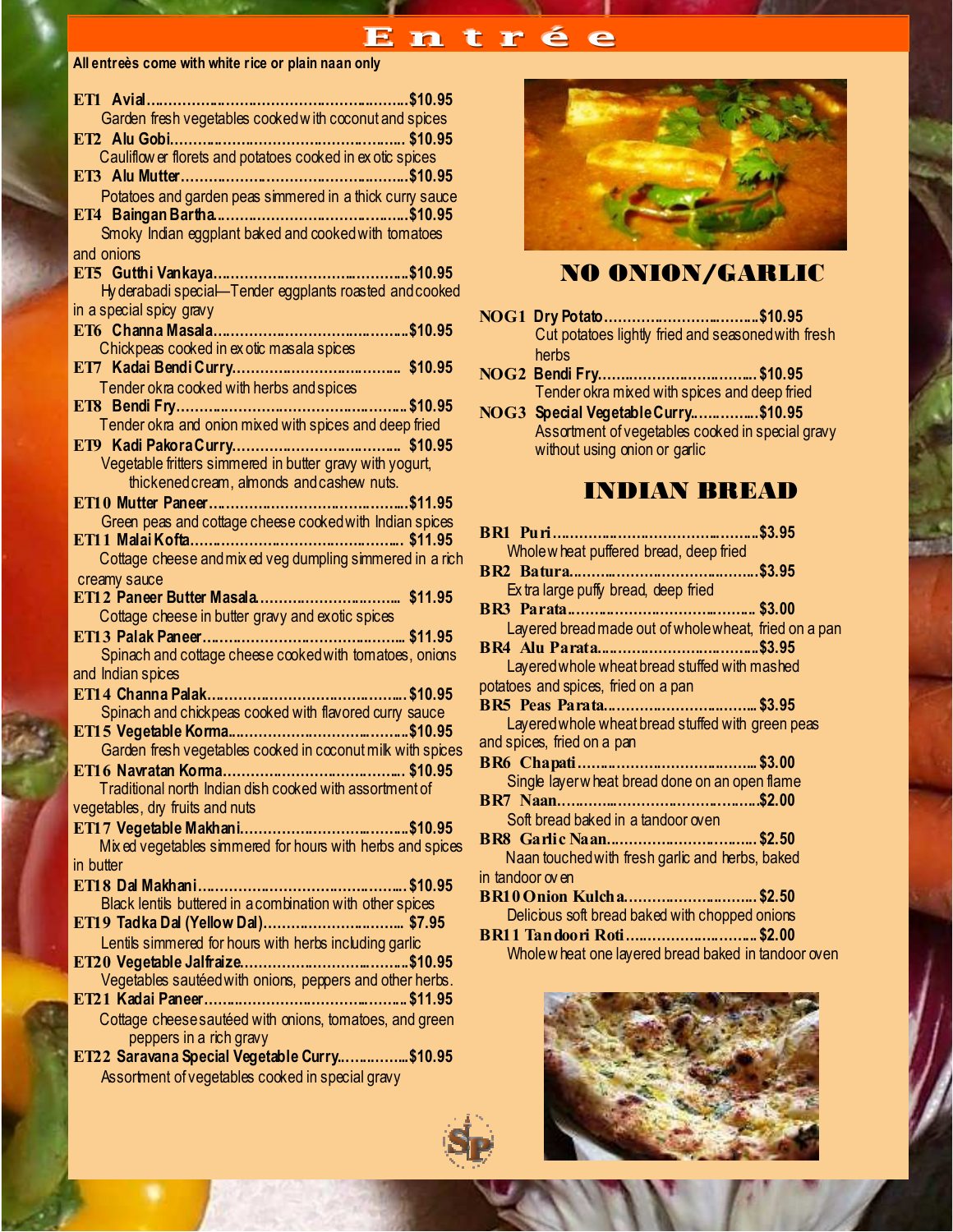# Entrée

**All entreès come with white rice or plain naan only**

**ET1 Avial**........................................................$10.95
Garden fresh vegetables cooked with coconut and spices

**ET2 Alu Gobi**........................................................$10.95
Cauliflower florets and potatoes cooked in exotic spices

**ET3 Alu Mutter**........................................................$10.95
Potatoes and garden peas simmered in a thick curry sauce

**ET4 Baingan Bartha**........................................................$10.95
Smoky Indian eggplant baked and cooked with tomatoes and onions

**ET5 Gutthi Vankaya**........................................................$10.95
Hyderabadi special—Tender eggplants roasted and cooked in a special spicy gravy

**ET6 Channa Masala**........................................................$10.95
Chickpeas cooked in exotic masala spices

**ET7 Kadai Bendi Curry**........................................................$10.95
Tender okra cooked with herbs and spices

**ET8 Bendi Fry**........................................................$10.95
Tender okra and onion mixed with spices and deep fried

**ET9 Kadi Pakora Curry**........................................................$10.95
Vegetable fritters simmered in butter gravy with yogurt, thickened cream, almonds and cashew nuts.

**ET10 Mutter Paneer**........................................................$11.95
Green peas and cottage cheese cooked with Indian spices

**ET11 Malai Kofta**........................................................$11.95
Cottage cheese and mixed veg dumpling simmered in a rich creamy sauce

**ET12 Paneer Butter Masala**........................................................$11.95
Cottage cheese in butter gravy and exotic spices

**ET13 Palak Paneer**........................................................$11.95
Spinach and cottage cheese cooked with tomatoes, onions and Indian spices

**ET14 Channa Palak**........................................................$10.95
Spinach and chickpeas cooked with flavored curry sauce

**ET15 Vegetable Korma**........................................................$10.95
Garden fresh vegetables cooked in coconut milk with spices

**ET16 Navratan Korma**........................................................$10.95
Traditional north Indian dish cooked with assortment of vegetables, dry fruits and nuts

**ET17 Vegetable Makhani**........................................................$10.95
Mixed vegetables simmered for hours with herbs and spices in butter

**ET18 Dal Makhani**........................................................$10.95
Black lentils buttered in a combination with other spices

**ET19 Tadka Dal (Yellow Dal)**........................................................$7.95
Lentils simmered for hours with herbs including garlic

**ET20 Vegetable Jalfraize**........................................................$10.95
Vegetables sautéed with onions, peppers and other herbs.

**ET21 Kadai Paneer**........................................................$11.95
Cottage cheese sautéed with onions, tomatoes, and green peppers in a rich gravy

**ET22 Saravana Special Vegetable Curry**........................................................$10.95
Assortment of vegetables cooked in special gravy

## NO ONION/GARLIC

**NOG1 Dry Potato**........................................................$10.95
Cut potatoes lightly fried and seasoned with fresh herbs

**NOG2 Bendi Fry**........................................................$10.95
Tender okra mixed with spices and deep fried

**NOG3 Special Vegetable Curry**........................................................$10.95
Assortment of vegetables cooked in special gravy without using onion or garlic

## INDIAN BREAD

**BR1 Puri**........................................................$3.95
Whole wheat puffered bread, deep fried

**BR2 Batura**........................................................$3.95
Extra large puffy bread, deep fried

**BR3 Parata**........................................................$3.00
Layered bread made out of whole wheat, fried on a pan

**BR4 Alu Parata**........................................................$3.95
Layered whole wheat bread stuffed with mashed potatoes and spices, fried on a pan

**BR5 Peas Parata**........................................................$3.95
Layered whole wheat bread stuffed with green peas and spices, fried on a pan

**BR6 Chapati**........................................................$3.00
Single layer wheat bread done on an open flame

**BR7 Naan**........................................................$2.00
Soft bread baked in a tandoor oven

**BR8 Garlic Naan**........................................................$2.50
Naan touched with fresh garlic and herbs, baked in tandoor oven

**BR10 Onion Kulcha**........................................................$2.50
Delicious soft bread baked with chopped onions

**BR11 Tandoori Roti**........................................................$2.00
Whole wheat one layered bread baked in tandoor oven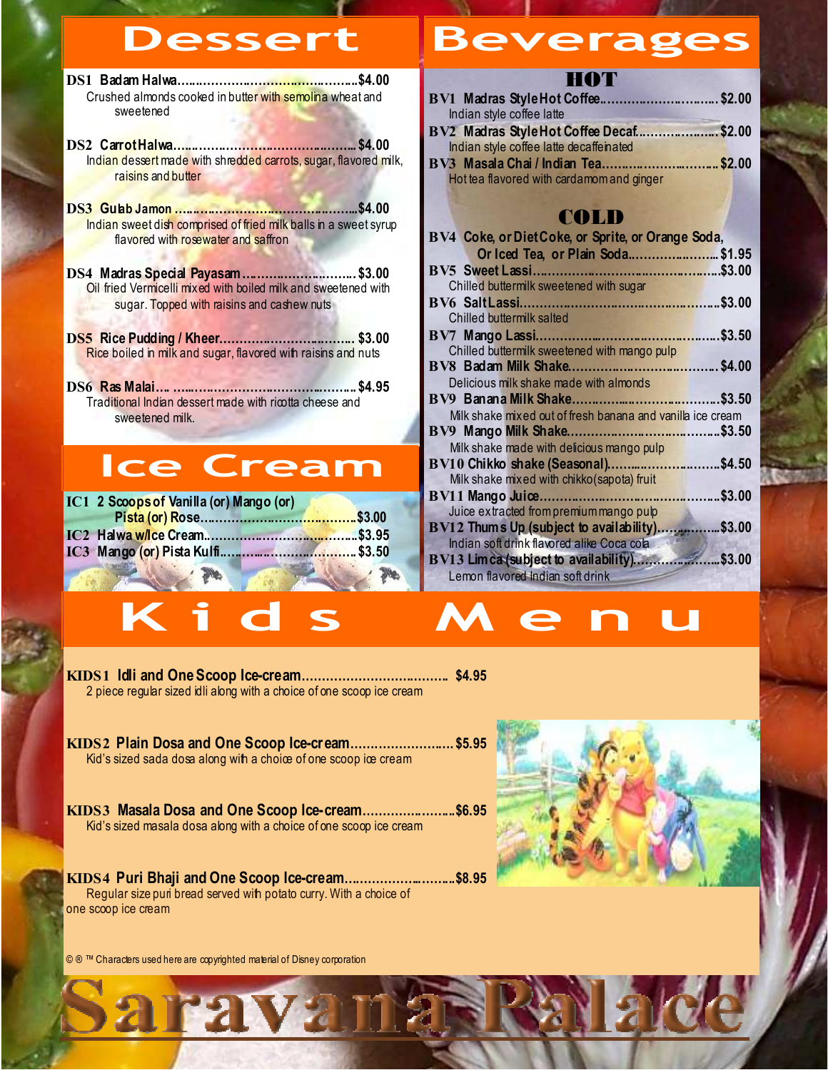# Dessert

**DS1 Badam Halwa..................................................$4.00**
Crushed almonds cooked in butter with semolina wheat and sweetened

**DS2 Carrot Halwa..................................................$4.00**
Indian dessert made with shredded carrots, sugar, flavored milk, raisins and butter

**DS3 Gulab Jamon ..................................................$4.00**
Indian sweet dish comprised of fried milk balls in a sweet syrup flavored with rosewater and saffron

**DS4 Madras Special Payasam.............................$3.00**
Oil fried Vermicelli mixed with boiled milk and sweetened with sugar. Topped with raisins and cashew nuts

**DS5 Rice Pudding / Kheer..................................$3.00**
Rice boiled in milk and sugar, flavored with raisins and nuts

**DS6 Ras Malai.....................................................$4.95**
Traditional Indian dessert made with ricotta cheese and sweetened milk.

# Ice Cream

**IC1 2 Scoops of Vanilla (or) Mango (or) Pista (or) Rose..........................................$3.00**

**IC2 Halwa w/Ice Cream..........................................$3.95**

**IC3 Mango (or) Pista Kulfi......................................$3.50**

# Beverages

## HOT

**BV1 Madras Style Hot Coffee..................................$2.00**
Indian style coffee latte

**BV2 Madras Style Hot Coffee Decaf......................$2.00**
Indian style coffee latte decaffeinated

**BV3 Masala Chai / Indian Tea................................$2.00**
Hot tea flavored with cardamom and ginger

## COLD

**BV4 Coke, or Diet Coke, or Sprite, or Orange Soda, Or Iced Tea, or Plain Soda.......................$1.95**

**BV5 Sweet Lassi.....................................................$3.00**
Chilled buttermilk sweetened with sugar

**BV6 Salt Lassi.........................................................$3.00**
Chilled buttermilk salted

**BV7 Mango Lassi.....................................................$3.50**
Chilled buttermilk sweetened with mango pulp

**BV8 Badam Milk Shake...........................................$4.00**
Delicious milk shake made with almonds

**BV9 Banana Milk Shake..........................................$3.50**
Milk shake mixed out of fresh banana and vanilla ice cream

**BV9 Mango Milk Shake...........................................$3.50**
Milk shake made with delicious mango pulp

**BV10 Chikko shake (Seasonal)..............................$4.50**
Milk shake mixed with chikko(sapota) fruit

**BV11 Mango Juice...................................................$3.00**
Juice extracted from premium mango pulp

**BV12 Thums Up (subject to availability)...................$3.00**
Indian soft drink flavored alike Coca cola

**BV13 Limca (subject to availability)........................$3.00**
Lemon flavored Indian soft drink

# Kids Menu

**KIDS1 Idli and One Scoop Ice-cream...................................... $4.95**
2 piece regular sized idli along with a choice of one scoop ice cream

**KIDS2 Plain Dosa and One Scoop Ice-cream.......................... $5.95**
Kid's sized sada dosa along with a choice of one scoop ice cream

**KIDS3 Masala Dosa and One Scoop Ice-cream.........................$6.95**
Kid's sized masala dosa along with a choice of one scoop ice cream

**KIDS4 Puri Bhaji and One Scoop Ice-cream..............................$8.95**
Regular size puri bread served with potato curry. With a choice of one scoop ice cream

© ® ™ Characters used here are copyrighted material of Disney corporation

# Saravana Palace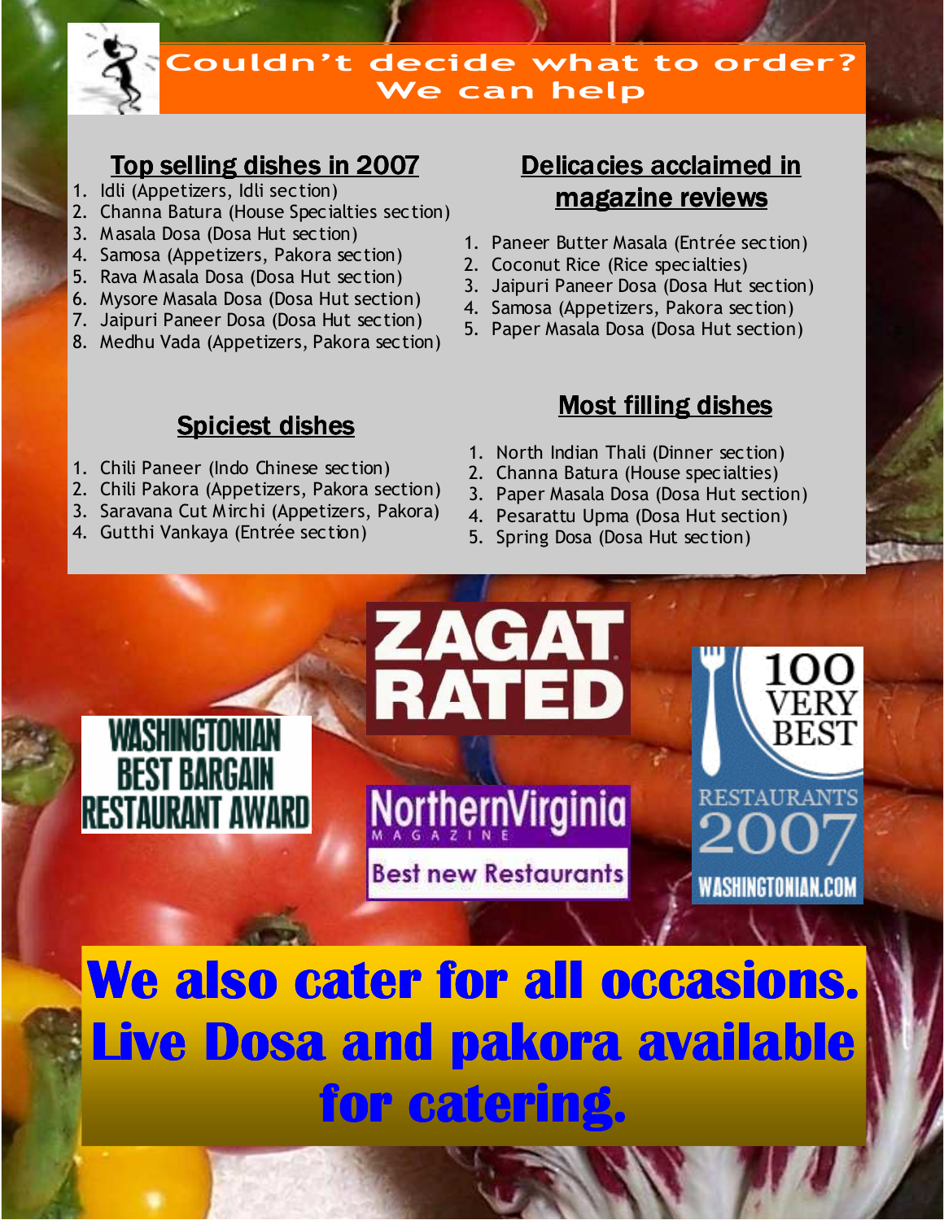# Couldn't decide what to order? We can help

## Top selling dishes in 2007

1. Idli (Appetizers, Idli section)
2. Channa Batura (House Specialties section)
3. Masala Dosa (Dosa Hut section)
4. Samosa (Appetizers, Pakora section)
5. Rava Masala Dosa (Dosa Hut section)
6. Mysore Masala Dosa (Dosa Hut section)
7. Jaipuri Paneer Dosa (Dosa Hut section)
8. Medhu Vada (Appetizers, Pakora section)

## Delicacies acclaimed in magazine reviews

1. Paneer Butter Masala (Entrée section)
2. Coconut Rice (Rice specialties)
3. Jaipuri Paneer Dosa (Dosa Hut section)
4. Samosa (Appetizers, Pakora section)
5. Paper Masala Dosa (Dosa Hut section)

## Spiciest dishes

1. Chili Paneer (Indo Chinese section)
2. Chili Pakora (Appetizers, Pakora section)
3. Saravana Cut Mirchi (Appetizers, Pakora)
4. Gutthi Vankaya (Entrée section)

## Most filling dishes

1. North Indian Thali (Dinner section)
2. Channa Batura (House specialties)
3. Paper Masala Dosa (Dosa Hut section)
4. Pesarattu Upma (Dosa Hut section)
5. Spring Dosa (Dosa Hut section)

ZAGAT RATED

WASHINGTONIAN BEST BARGAIN RESTAURANT AWARD

NorthernVirginia MAGAZINE Best new Restaurants

100 VERY BEST RESTAURANTS 2007 WASHINGTONIAN.COM

**We also cater for all occasions. Live Dosa and pakora available for catering.**